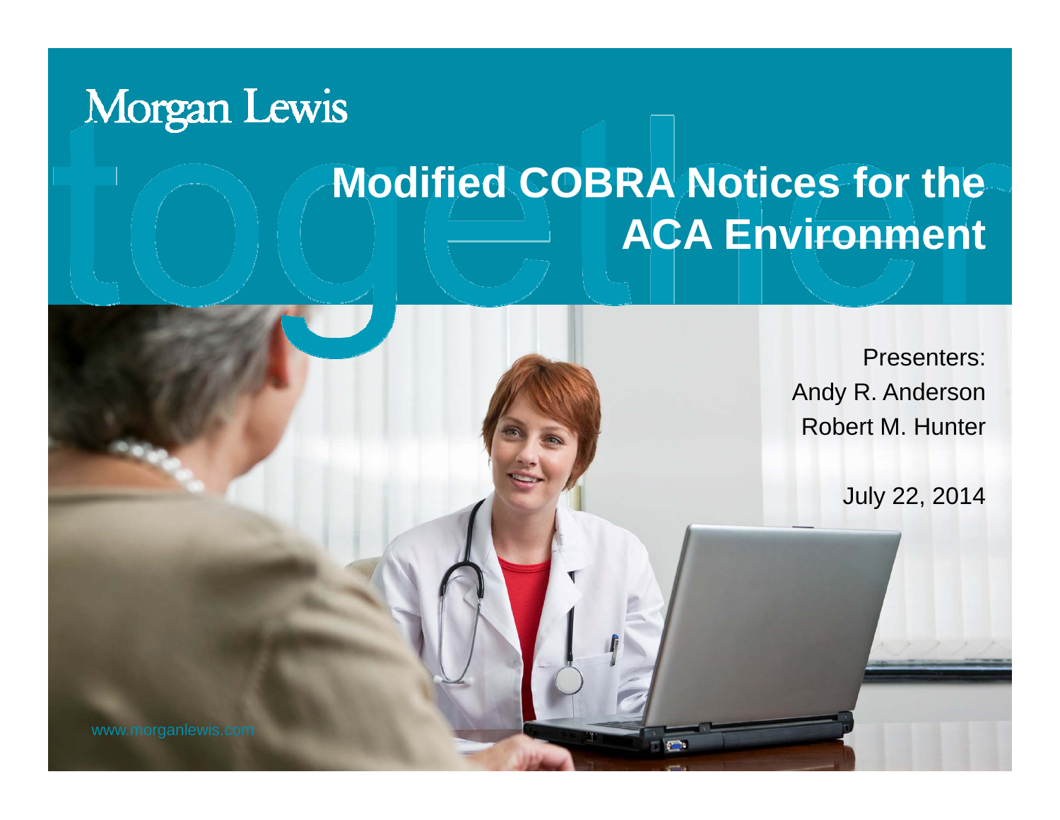Morgan Lewis

# Modified COBRA Notices for the ACA Environment

Presenters:
Andy R. Anderson
Robert M. Hunter

July 22, 2014

www.morganlewis.com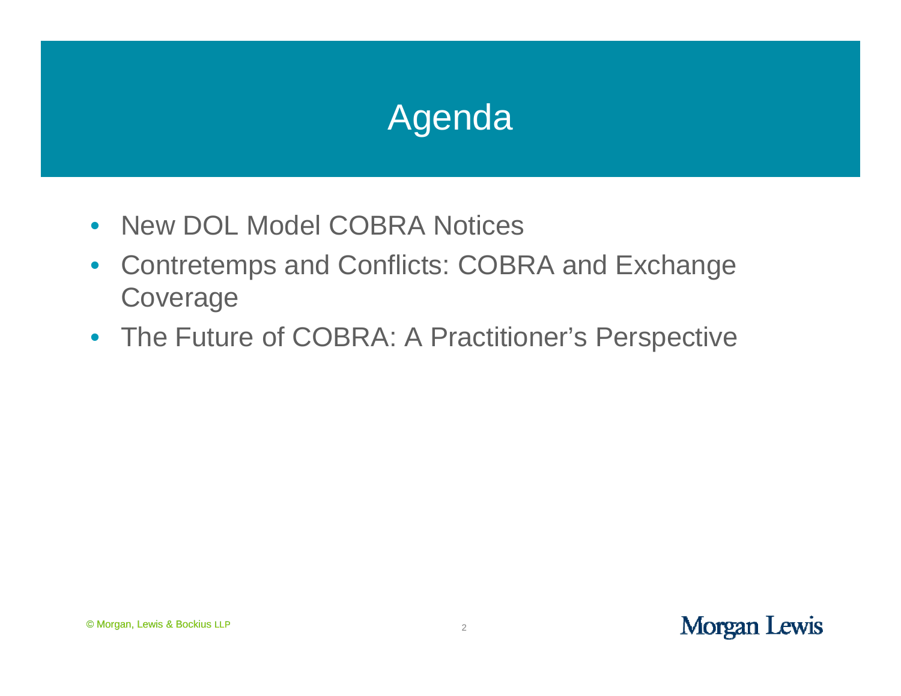# Agenda

- New DOL Model COBRA Notices
- Contretemps and Conflicts: COBRA and Exchange Coverage
- The Future of COBRA: A Practitioner's Perspective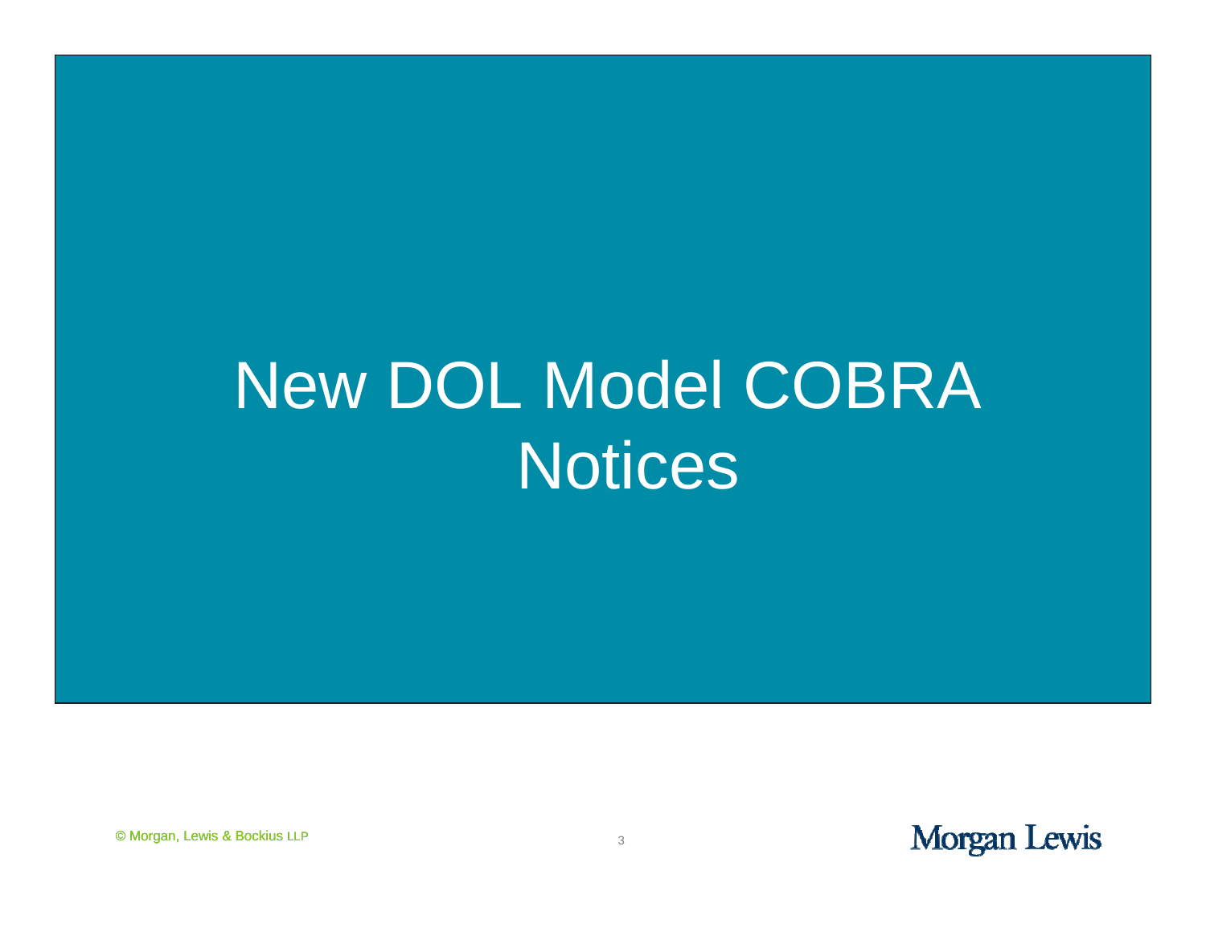# New DOL Model COBRA Notices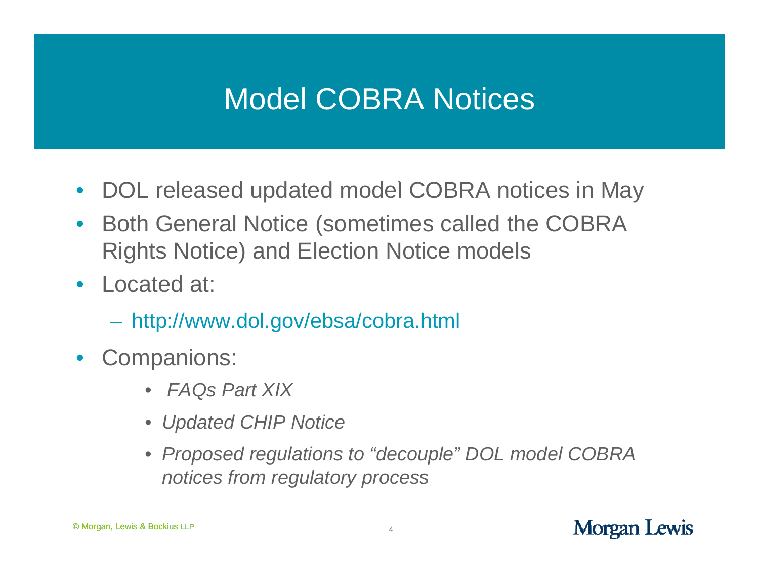# Model COBRA Notices

- DOL released updated model COBRA notices in May
- Both General Notice (sometimes called the COBRA Rights Notice) and Election Notice models
- Located at:
  - http://www.dol.gov/ebsa/cobra.html
- Companions:
  - *FAQs Part XIX*
  - *Updated CHIP Notice*
  - *Proposed regulations to "decouple" DOL model COBRA notices from regulatory process*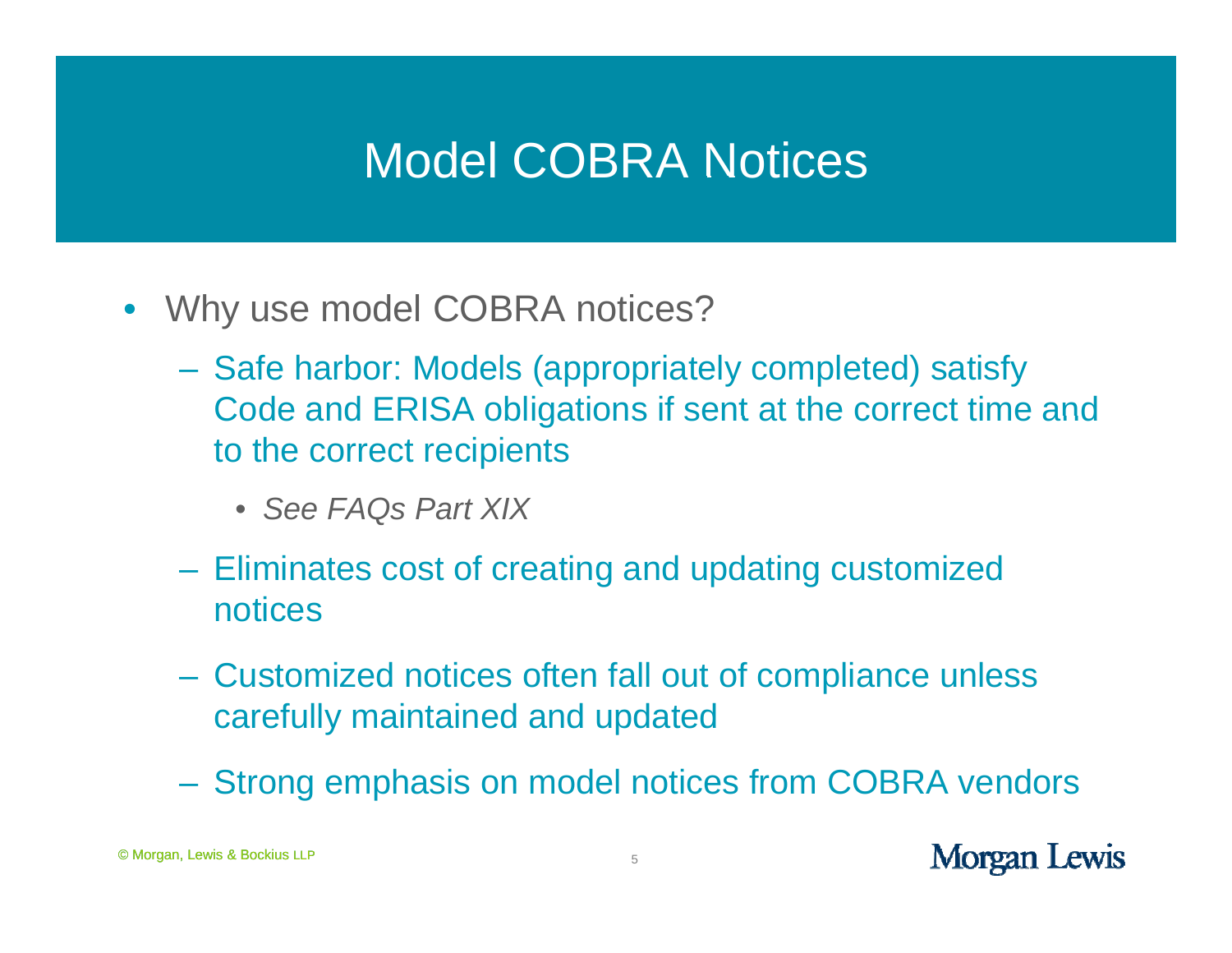# Model COBRA Notices

- Why use model COBRA notices?
  - Safe harbor: Models (appropriately completed) satisfy Code and ERISA obligations if sent at the correct time and to the correct recipients
    - *See FAQs Part XIX*
  - Eliminates cost of creating and updating customized notices
  - Customized notices often fall out of compliance unless carefully maintained and updated
  - Strong emphasis on model notices from COBRA vendors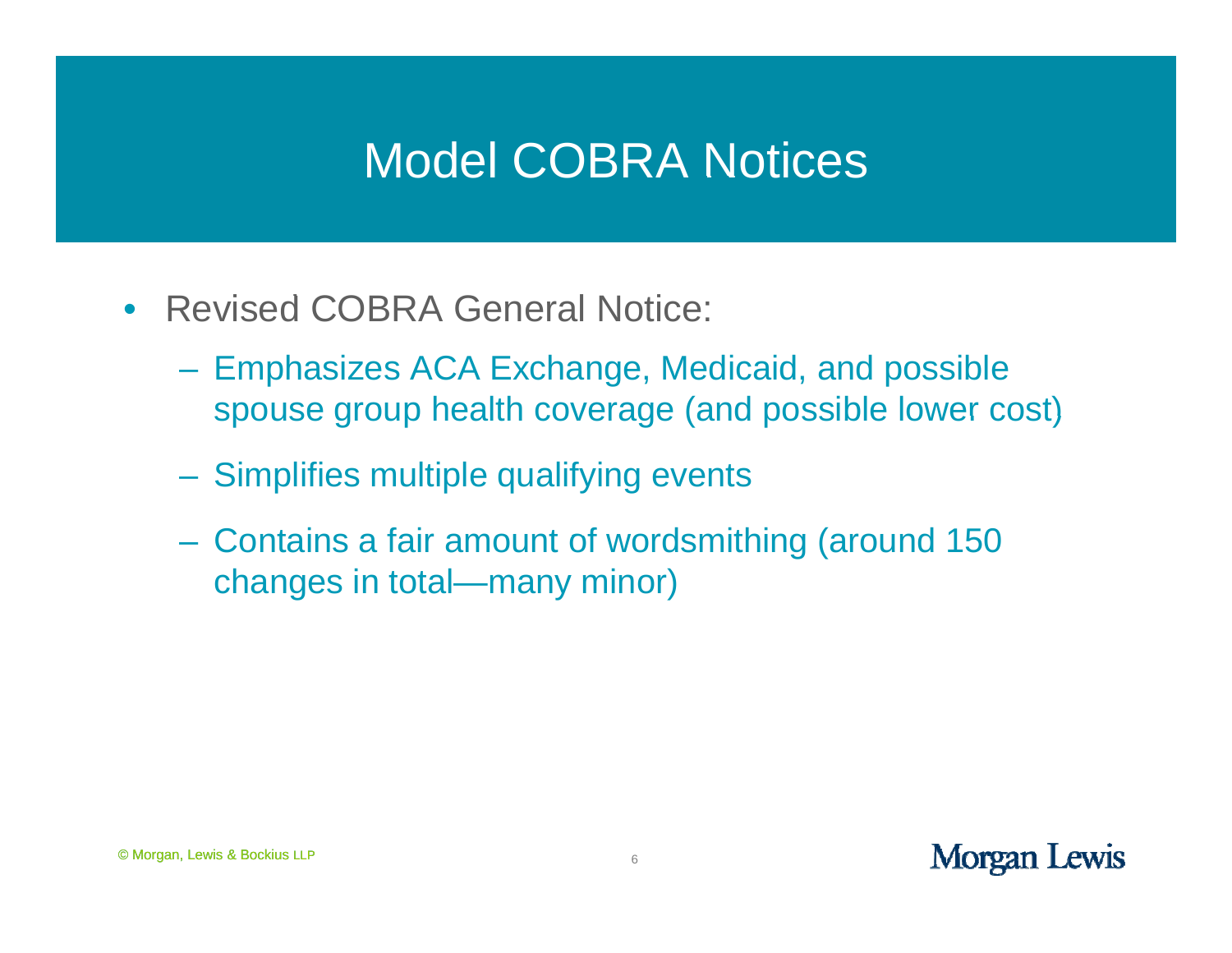# Model COBRA Notices

- Revised COBRA General Notice:
  - Emphasizes ACA Exchange, Medicaid, and possible spouse group health coverage (and possible lower cost)
  - Simplifies multiple qualifying events
  - Contains a fair amount of wordsmithing (around 150 changes in total—many minor)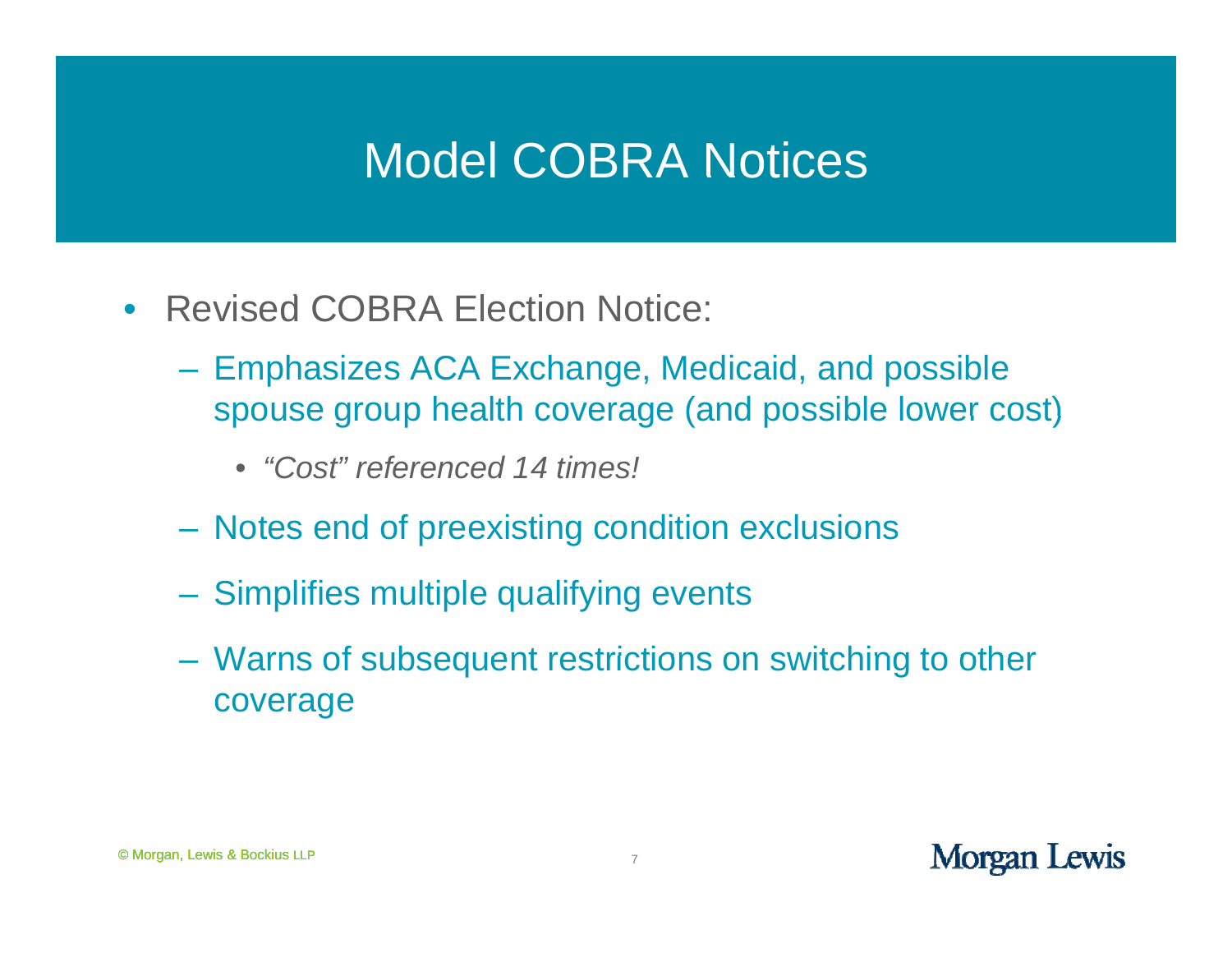# Model COBRA Notices

- Revised COBRA Election Notice:
  - Emphasizes ACA Exchange, Medicaid, and possible spouse group health coverage (and possible lower cost)
    - *“Cost” referenced 14 times!*
  - Notes end of preexisting condition exclusions
  - Simplifies multiple qualifying events
  - Warns of subsequent restrictions on switching to other coverage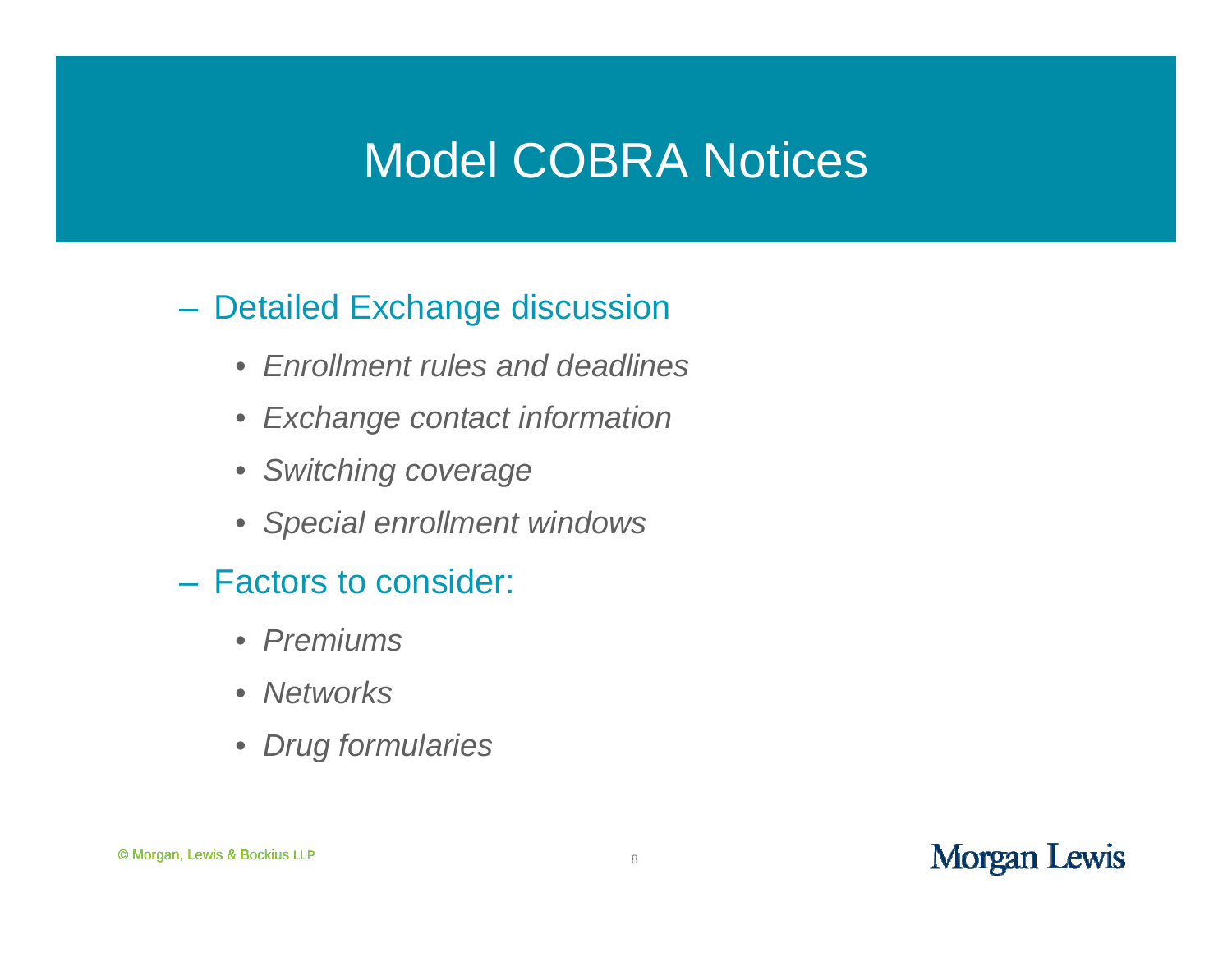# Model COBRA Notices

- Detailed Exchange discussion
  - *Enrollment rules and deadlines*
  - *Exchange contact information*
  - *Switching coverage*
  - *Special enrollment windows*
- Factors to consider:
  - *Premiums*
  - *Networks*
  - *Drug formularies*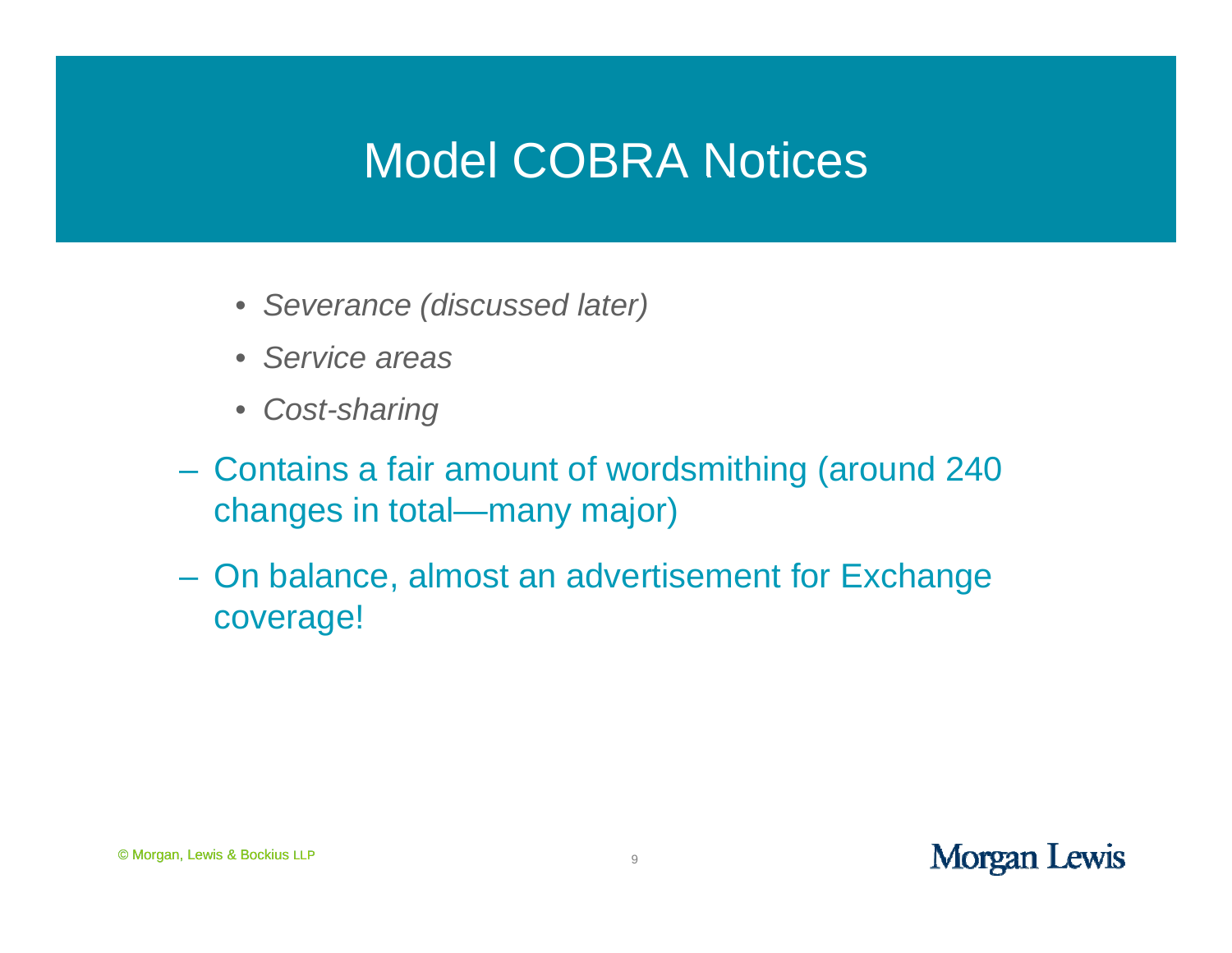# Model COBRA Notices

- *Severance (discussed later)*
- *Service areas*
- *Cost-sharing*

– Contains a fair amount of wordsmithing (around 240 changes in total—many major)

– On balance, almost an advertisement for Exchange coverage!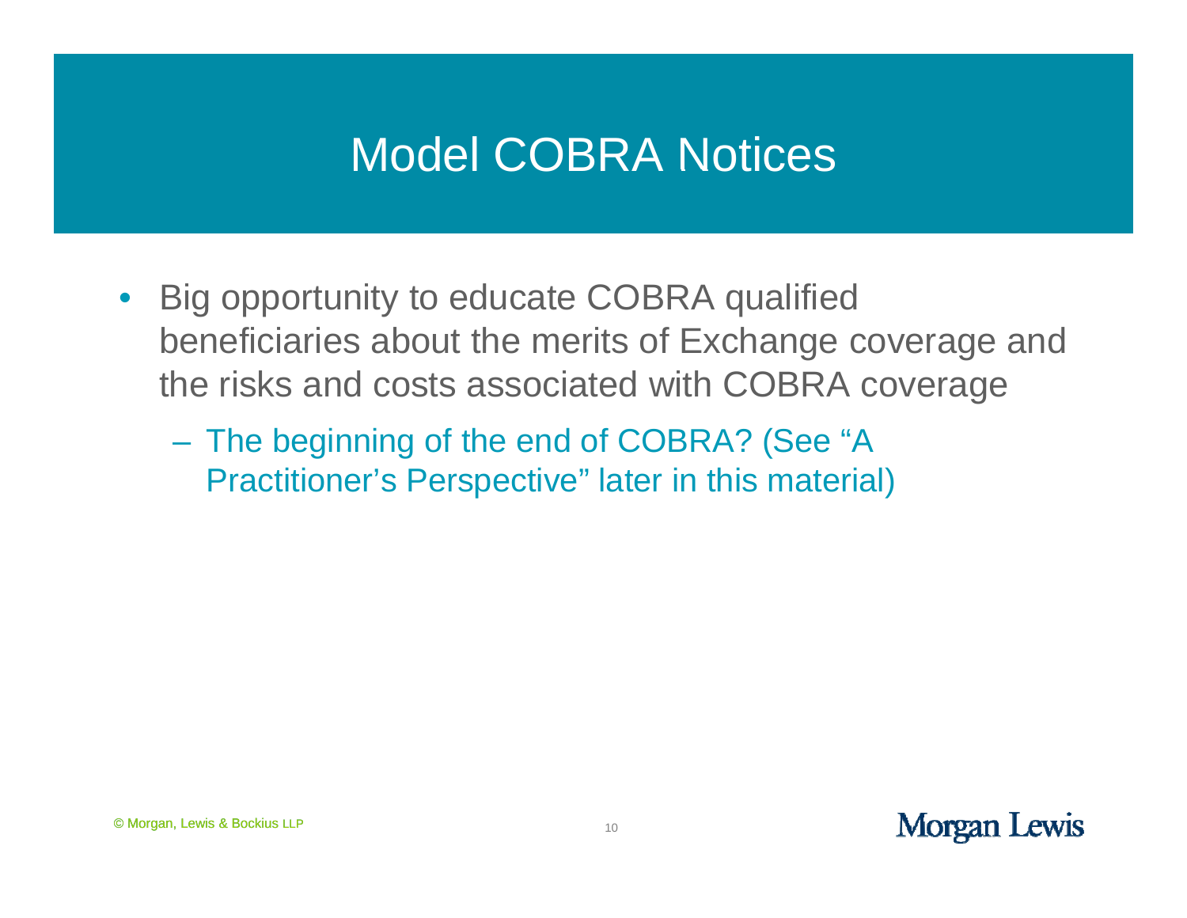# Model COBRA Notices

- Big opportunity to educate COBRA qualified beneficiaries about the merits of Exchange coverage and the risks and costs associated with COBRA coverage
  - The beginning of the end of COBRA? (See “A Practitioner’s Perspective” later in this material)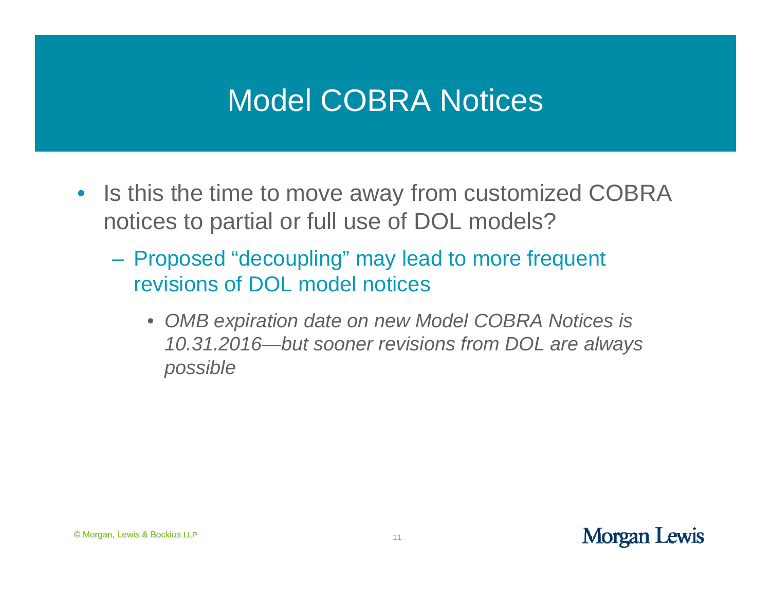# Model COBRA Notices

- Is this the time to move away from customized COBRA notices to partial or full use of DOL models?
  - Proposed “decoupling” may lead to more frequent revisions of DOL model notices
    - *OMB expiration date on new Model COBRA Notices is 10.31.2016—but sooner revisions from DOL are always possible*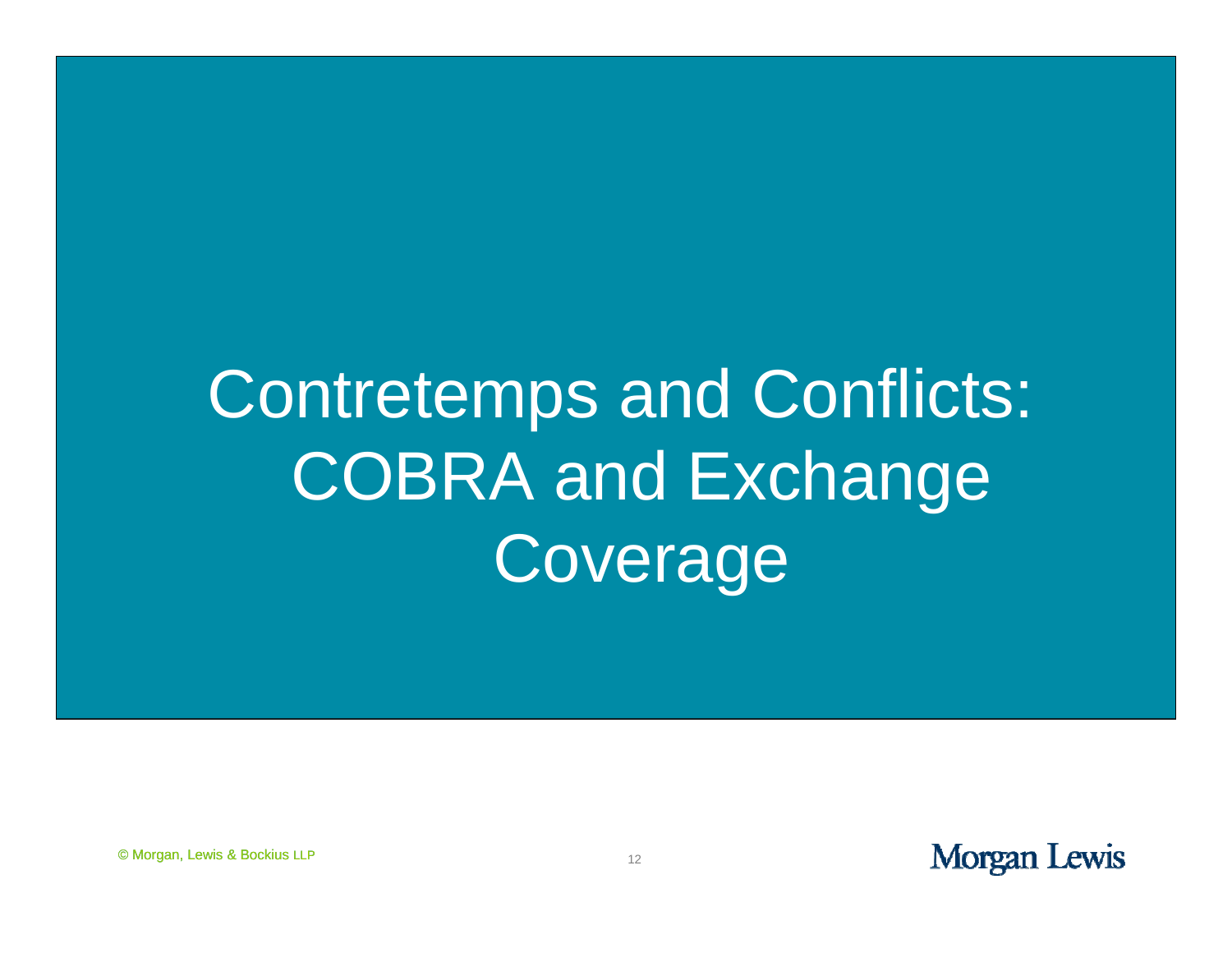# Contretemps and Conflicts: COBRA and Exchange Coverage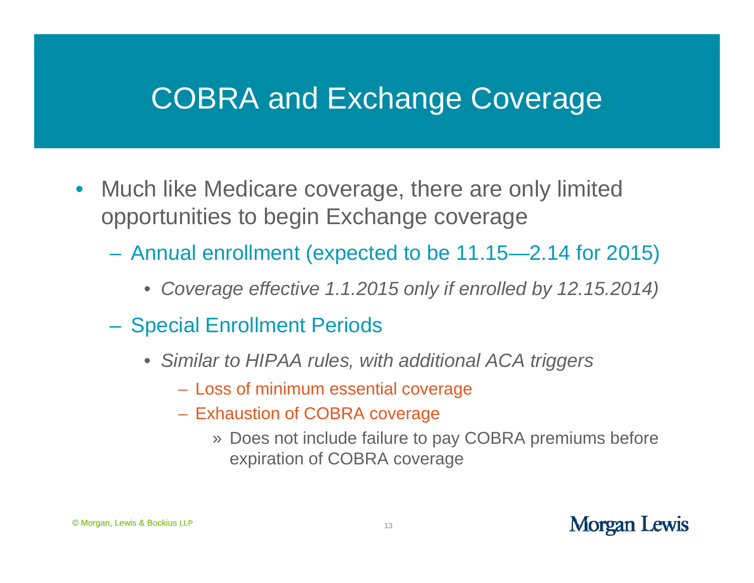# COBRA and Exchange Coverage

- Much like Medicare coverage, there are only limited opportunities to begin Exchange coverage
  - Annual enrollment (expected to be 11.15—2.14 for 2015)
    - *Coverage effective 1.1.2015 only if enrolled by 12.15.2014)*
  - Special Enrollment Periods
    - *Similar to HIPAA rules, with additional ACA triggers*
      - Loss of minimum essential coverage
      - Exhaustion of COBRA coverage
        - » Does not include failure to pay COBRA premiums before expiration of COBRA coverage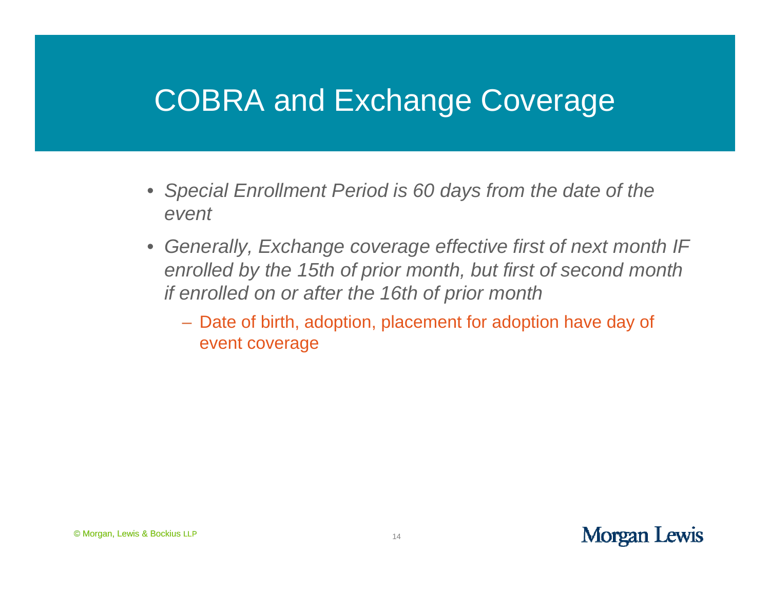# COBRA and Exchange Coverage

- *Special Enrollment Period is 60 days from the date of the event*
- *Generally, Exchange coverage effective first of next month IF enrolled by the 15th of prior month, but first of second month if enrolled on or after the 16th of prior month*
  - Date of birth, adoption, placement for adoption have day of event coverage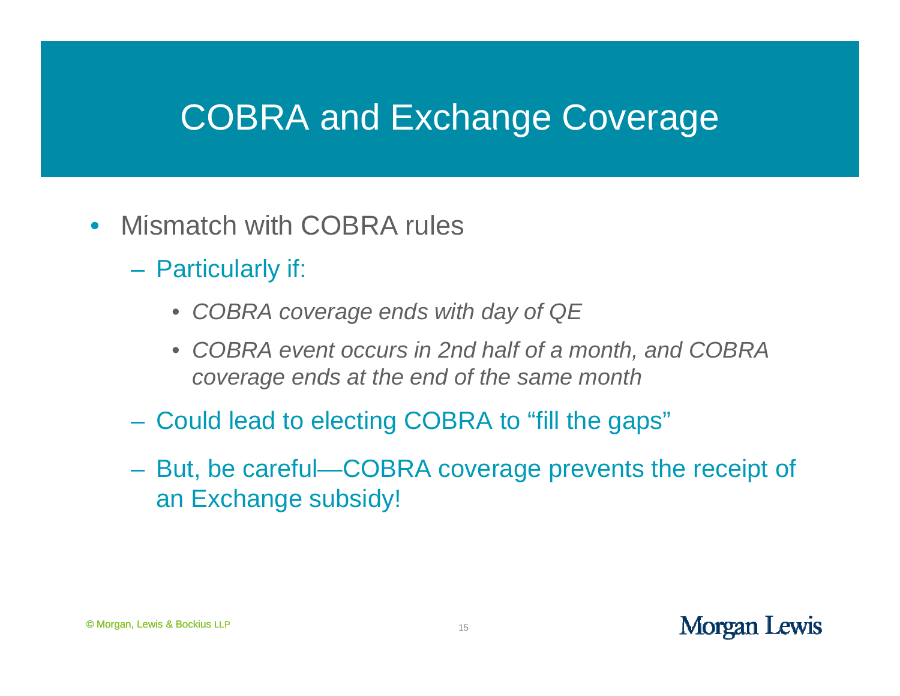# COBRA and Exchange Coverage

- Mismatch with COBRA rules
  - Particularly if:
    - *COBRA coverage ends with day of QE*
    - *COBRA event occurs in 2nd half of a month, and COBRA coverage ends at the end of the same month*
  - Could lead to electing COBRA to "fill the gaps"
  - But, be careful—COBRA coverage prevents the receipt of an Exchange subsidy!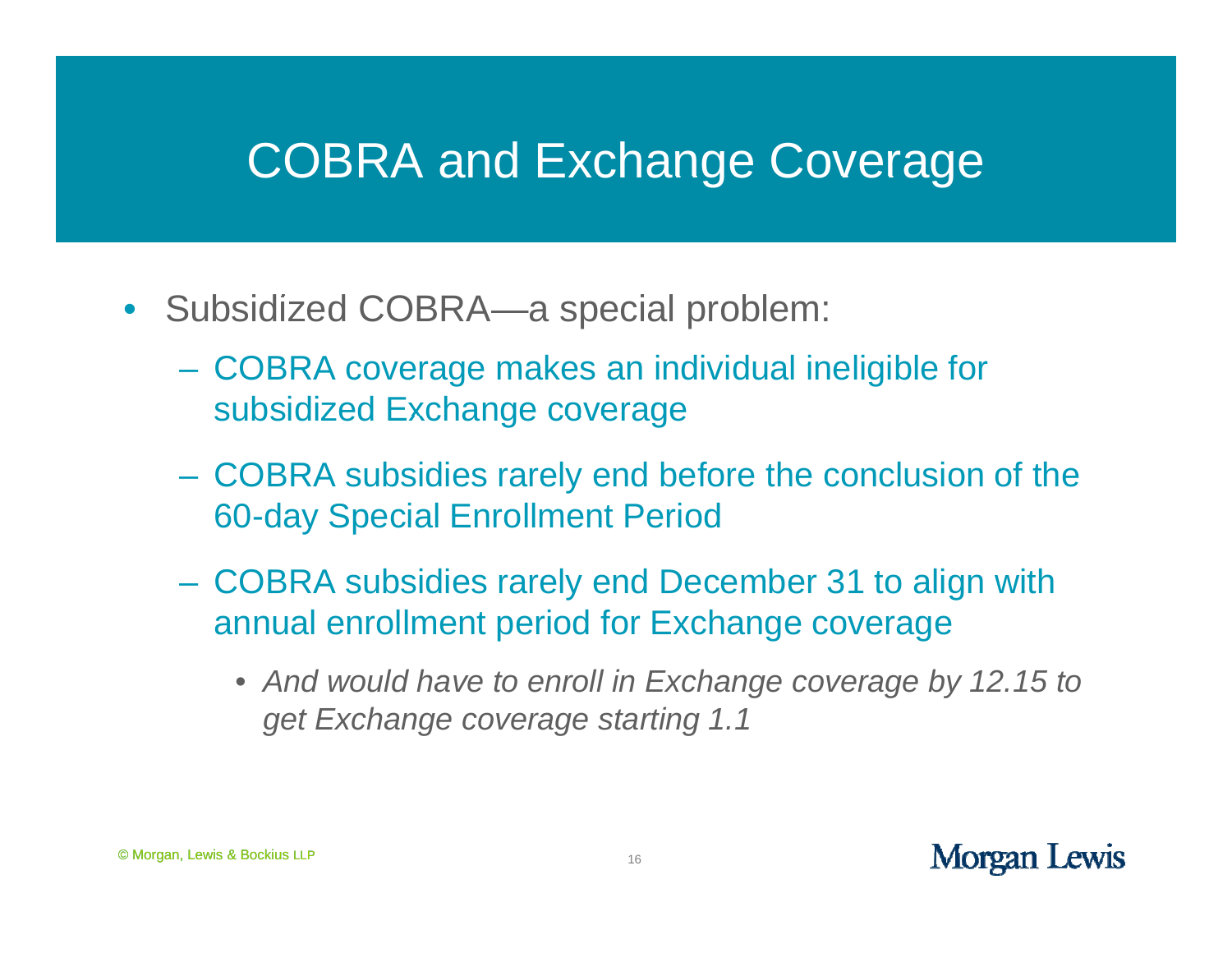# COBRA and Exchange Coverage

- Subsidized COBRA—a special problem:
  - COBRA coverage makes an individual ineligible for subsidized Exchange coverage
  - COBRA subsidies rarely end before the conclusion of the 60-day Special Enrollment Period
  - COBRA subsidies rarely end December 31 to align with annual enrollment period for Exchange coverage
    - *And would have to enroll in Exchange coverage by 12.15 to get Exchange coverage starting 1.1*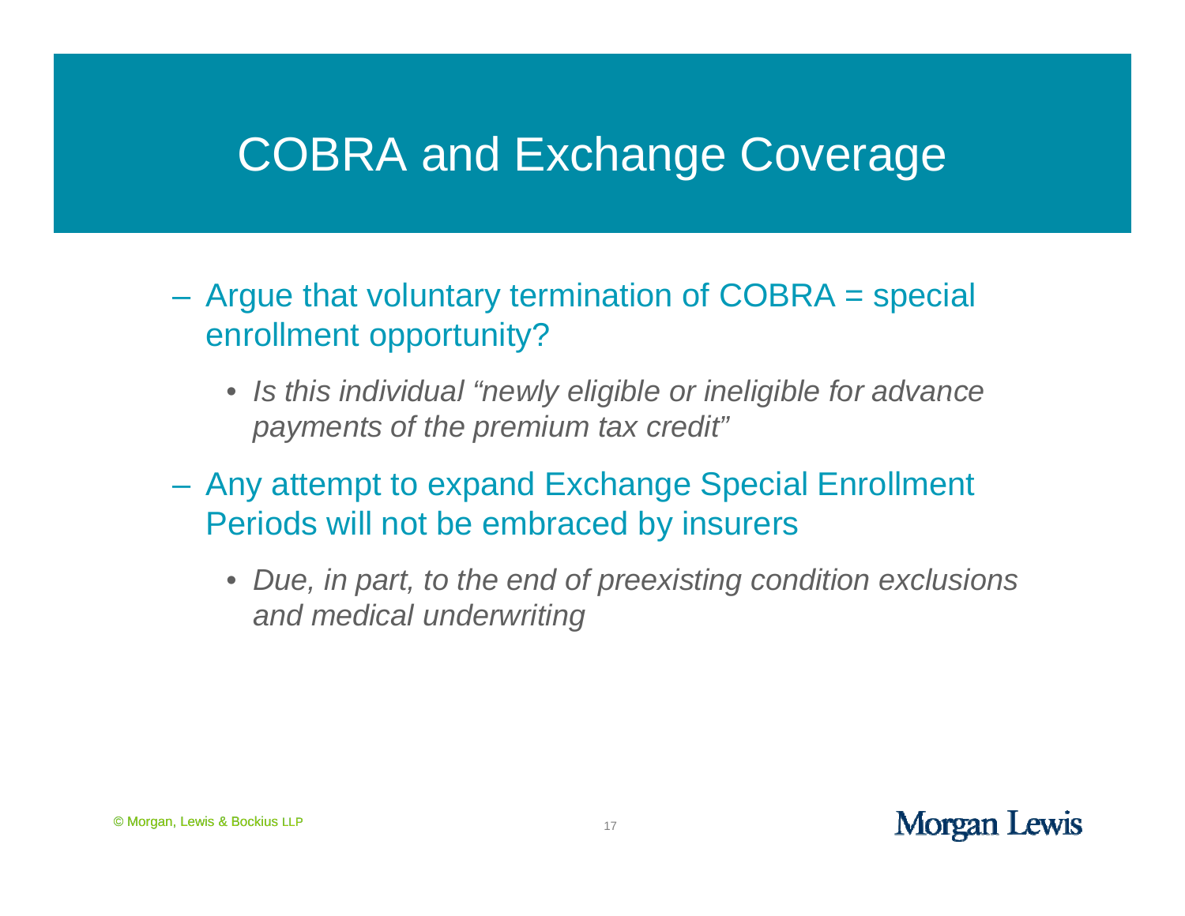# COBRA and Exchange Coverage

- Argue that voluntary termination of COBRA = special enrollment opportunity?
  - *Is this individual “newly eligible or ineligible for advance payments of the premium tax credit”*
- Any attempt to expand Exchange Special Enrollment Periods will not be embraced by insurers
  - *Due, in part, to the end of preexisting condition exclusions and medical underwriting*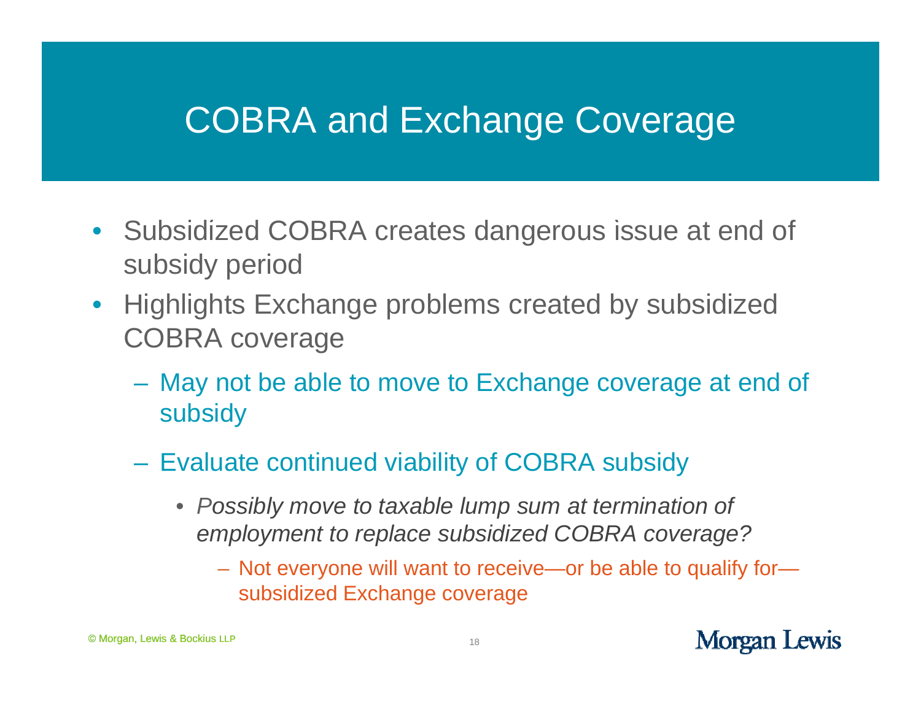# COBRA and Exchange Coverage

- Subsidized COBRA creates dangerous issue at end of subsidy period
- Highlights Exchange problems created by subsidized COBRA coverage
  - May not be able to move to Exchange coverage at end of subsidy
  - Evaluate continued viability of COBRA subsidy
    - *Possibly move to taxable lump sum at termination of employment to replace subsidized COBRA coverage?*
      - Not everyone will want to receive—or be able to qualify for—subsidized Exchange coverage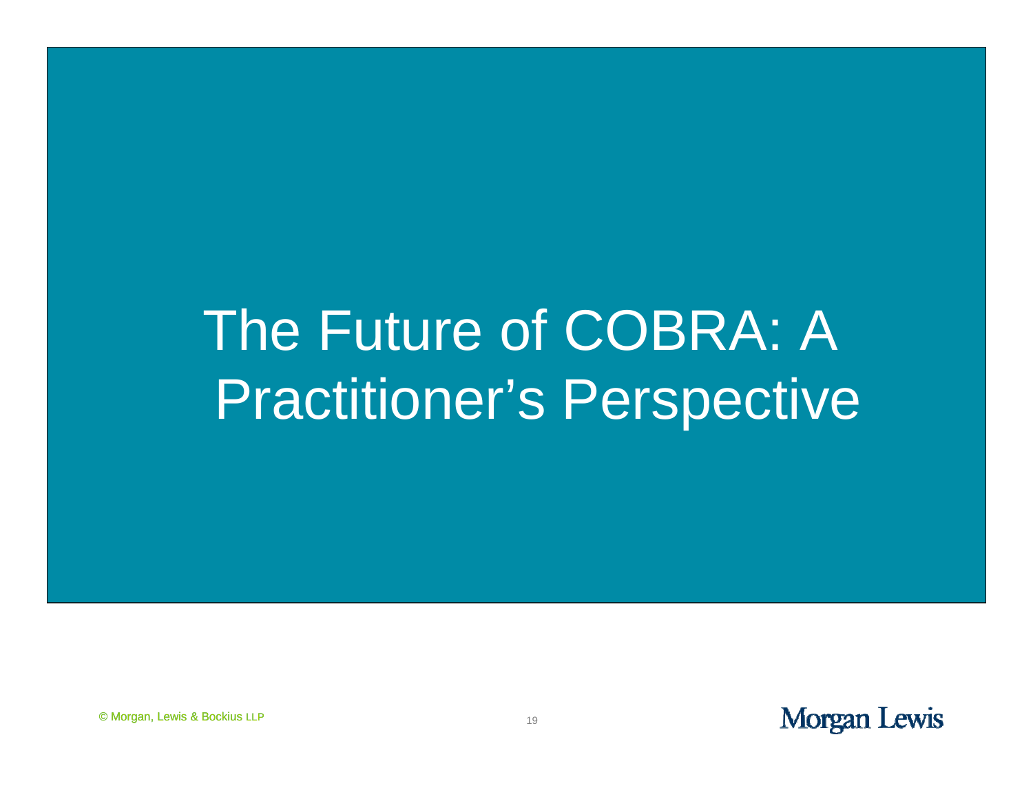# The Future of COBRA: A Practitioner's Perspective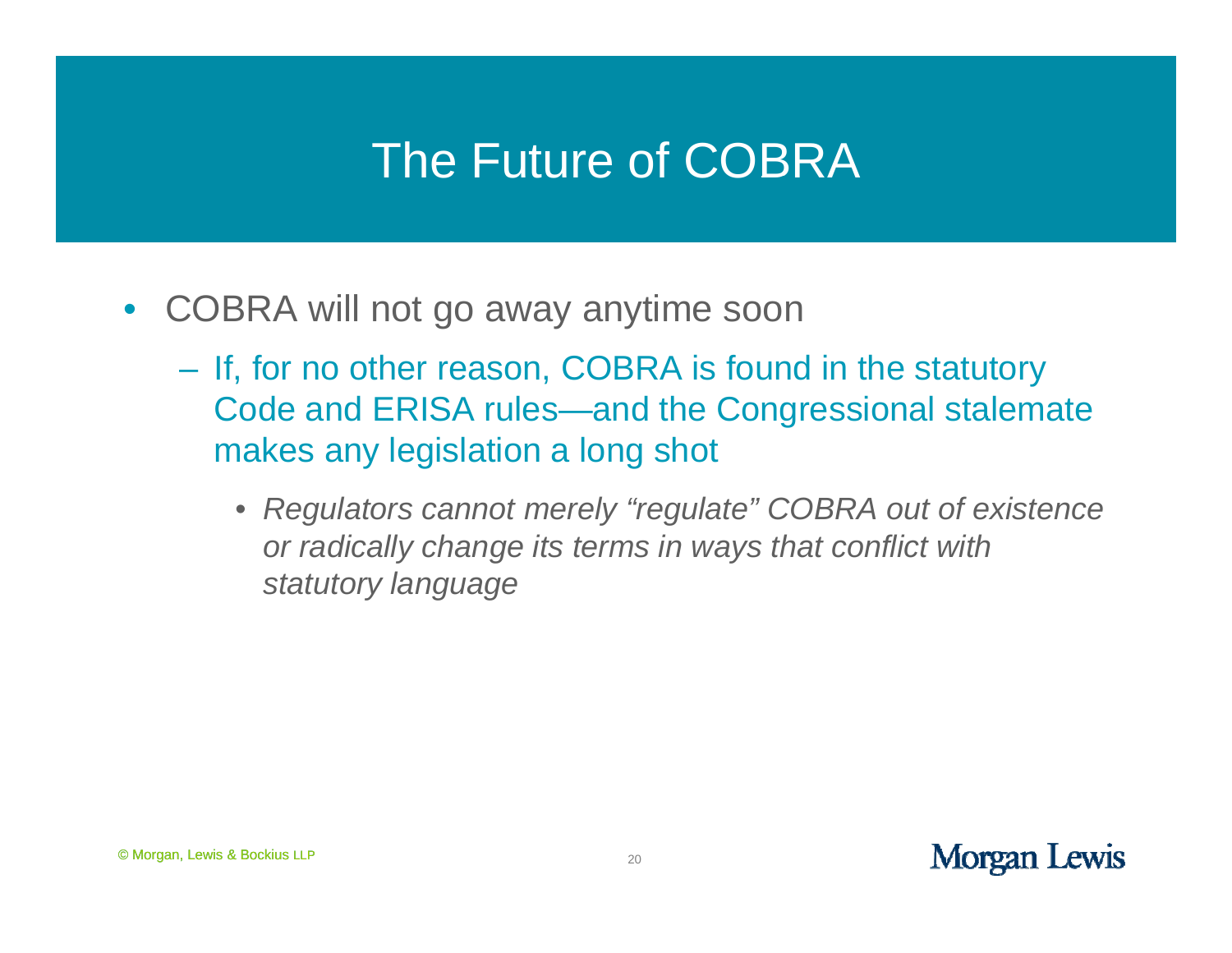# The Future of COBRA

- COBRA will not go away anytime soon
  - If, for no other reason, COBRA is found in the statutory Code and ERISA rules—and the Congressional stalemate makes any legislation a long shot
    - *Regulators cannot merely “regulate” COBRA out of existence or radically change its terms in ways that conflict with statutory language*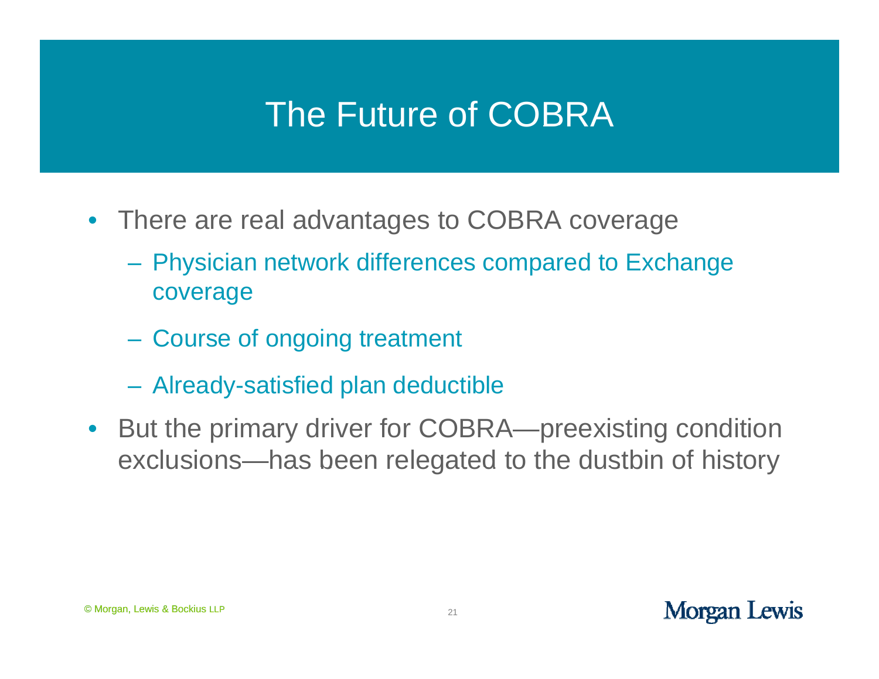# The Future of COBRA

- There are real advantages to COBRA coverage
  - Physician network differences compared to Exchange coverage
  - Course of ongoing treatment
  - Already-satisfied plan deductible
- But the primary driver for COBRA—preexisting condition exclusions—has been relegated to the dustbin of history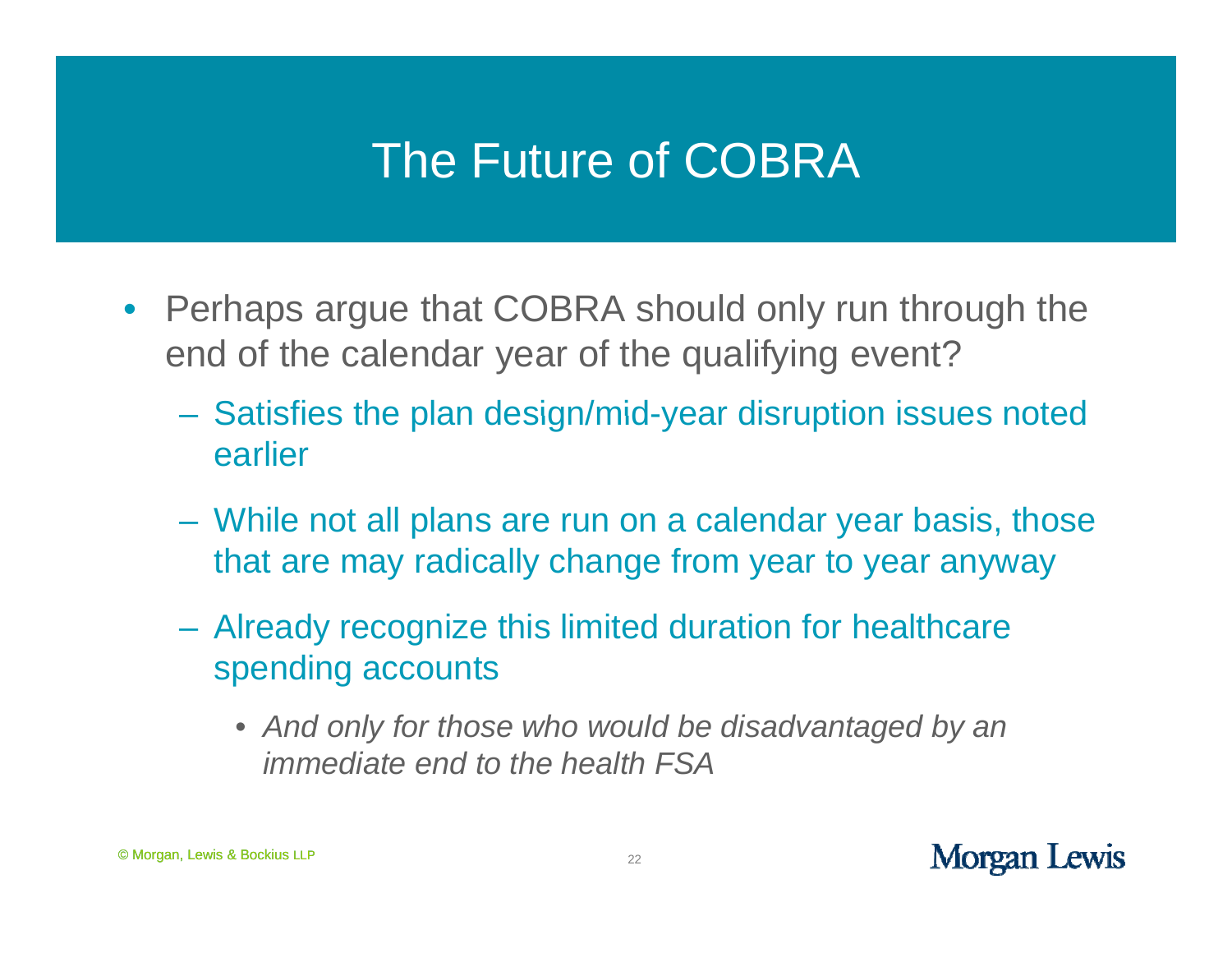# The Future of COBRA

- Perhaps argue that COBRA should only run through the end of the calendar year of the qualifying event?
  - Satisfies the plan design/mid-year disruption issues noted earlier
  - While not all plans are run on a calendar year basis, those that are may radically change from year to year anyway
  - Already recognize this limited duration for healthcare spending accounts
    - *And only for those who would be disadvantaged by an immediate end to the health FSA*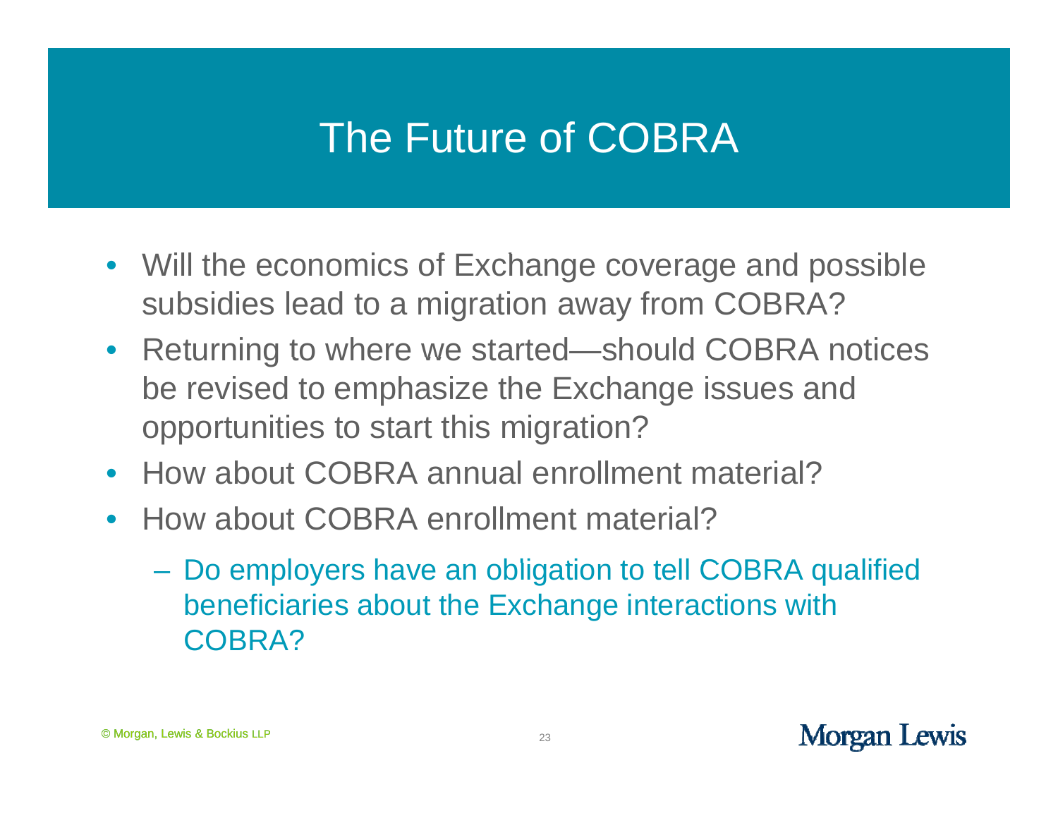# The Future of COBRA

- Will the economics of Exchange coverage and possible subsidies lead to a migration away from COBRA?
- Returning to where we started—should COBRA notices be revised to emphasize the Exchange issues and opportunities to start this migration?
- How about COBRA annual enrollment material?
- How about COBRA enrollment material?
  - Do employers have an obligation to tell COBRA qualified beneficiaries about the Exchange interactions with COBRA?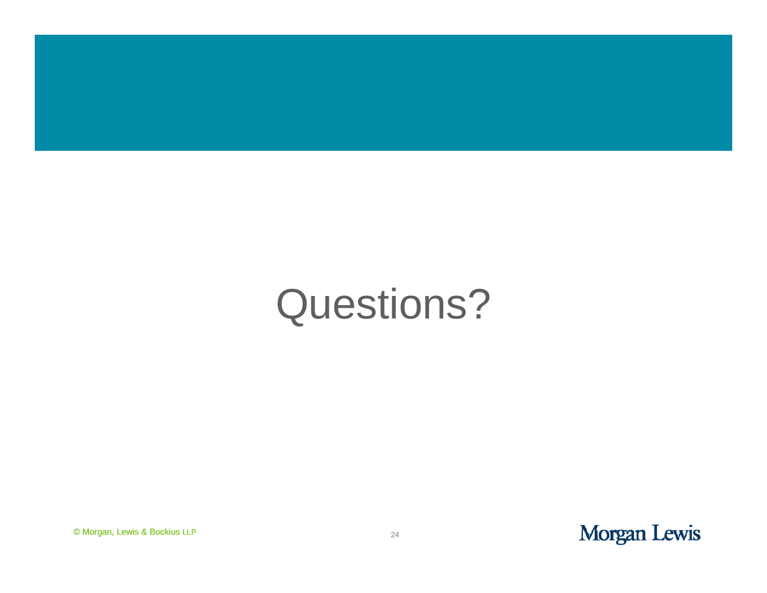# Questions?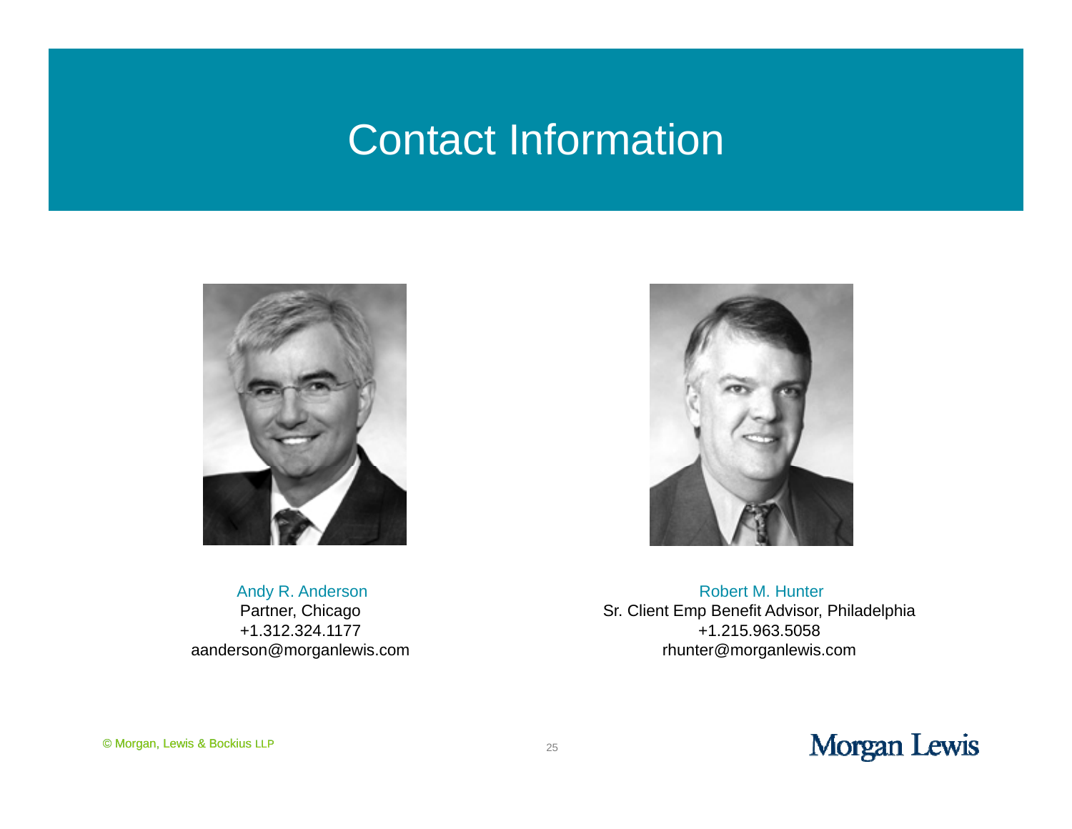# Contact Information

Andy R. Anderson
Partner, Chicago
+1.312.324.1177
aanderson@morganlewis.com

Robert M. Hunter
Sr. Client Emp Benefit Advisor, Philadelphia
+1.215.963.5058
rhunter@morganlewis.com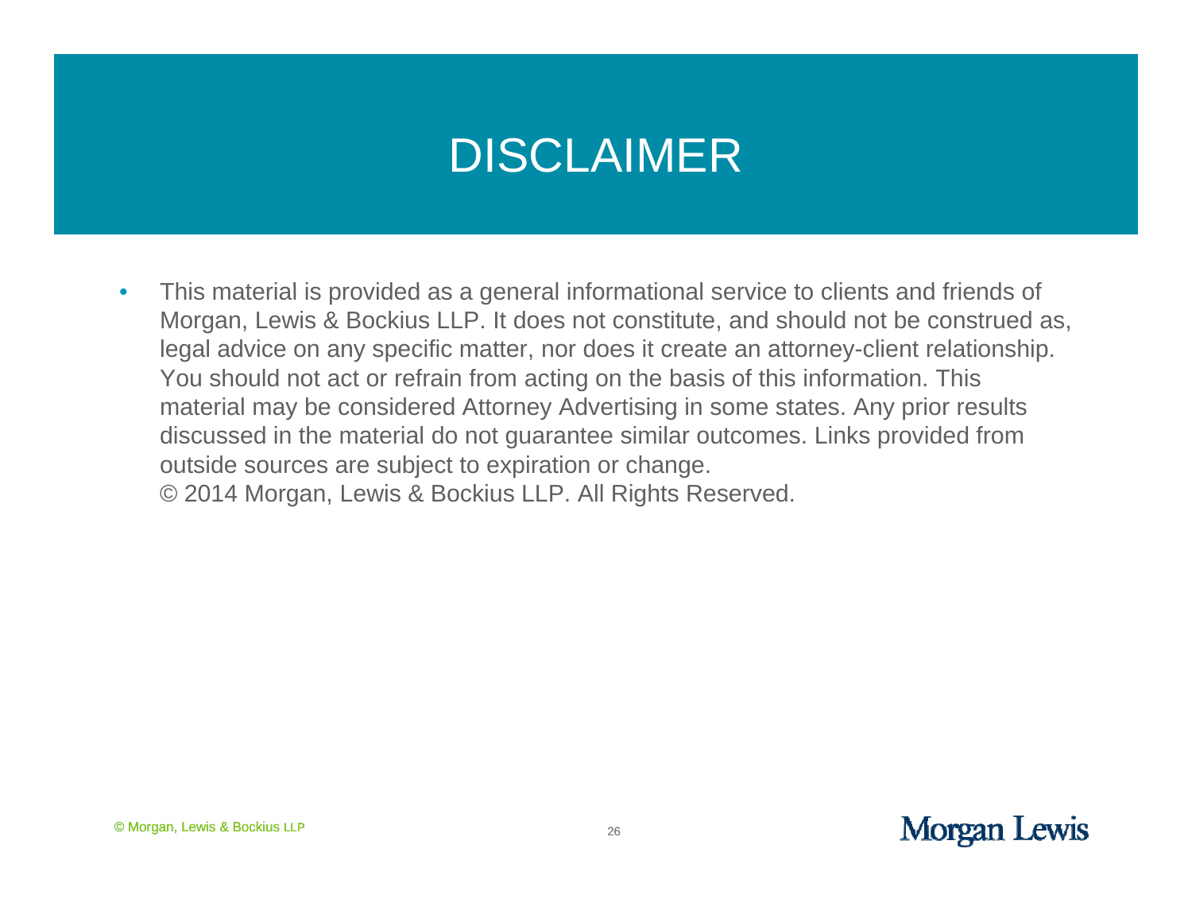# DISCLAIMER

- This material is provided as a general informational service to clients and friends of Morgan, Lewis & Bockius LLP. It does not constitute, and should not be construed as, legal advice on any specific matter, nor does it create an attorney-client relationship. You should not act or refrain from acting on the basis of this information. This material may be considered Attorney Advertising in some states. Any prior results discussed in the material do not guarantee similar outcomes. Links provided from outside sources are subject to expiration or change.
  © 2014 Morgan, Lewis & Bockius LLP. All Rights Reserved.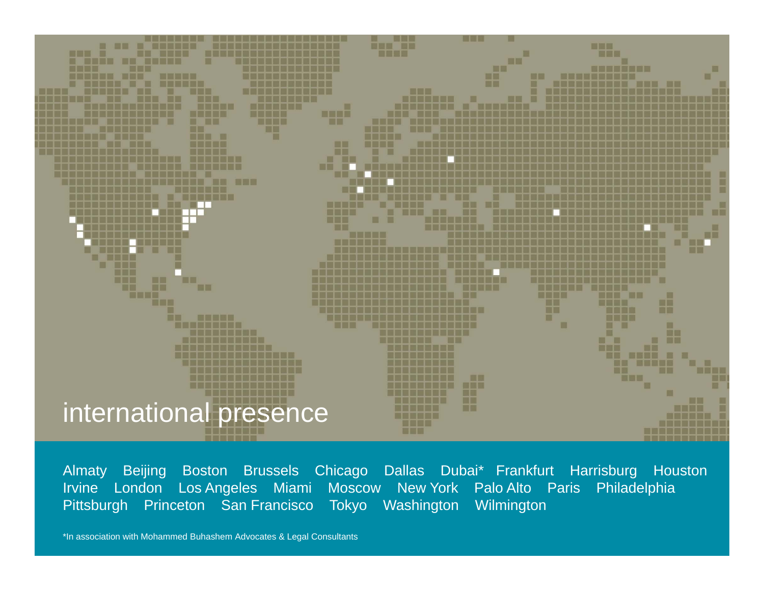# international presence

Almaty Beijing Boston Brussels Chicago Dallas Dubai* Frankfurt Harrisburg Houston Irvine London Los Angeles Miami Moscow New York Palo Alto Paris Philadelphia Pittsburgh Princeton San Francisco Tokyo Washington Wilmington

*In association with Mohammed Buhashem Advocates & Legal Consultants